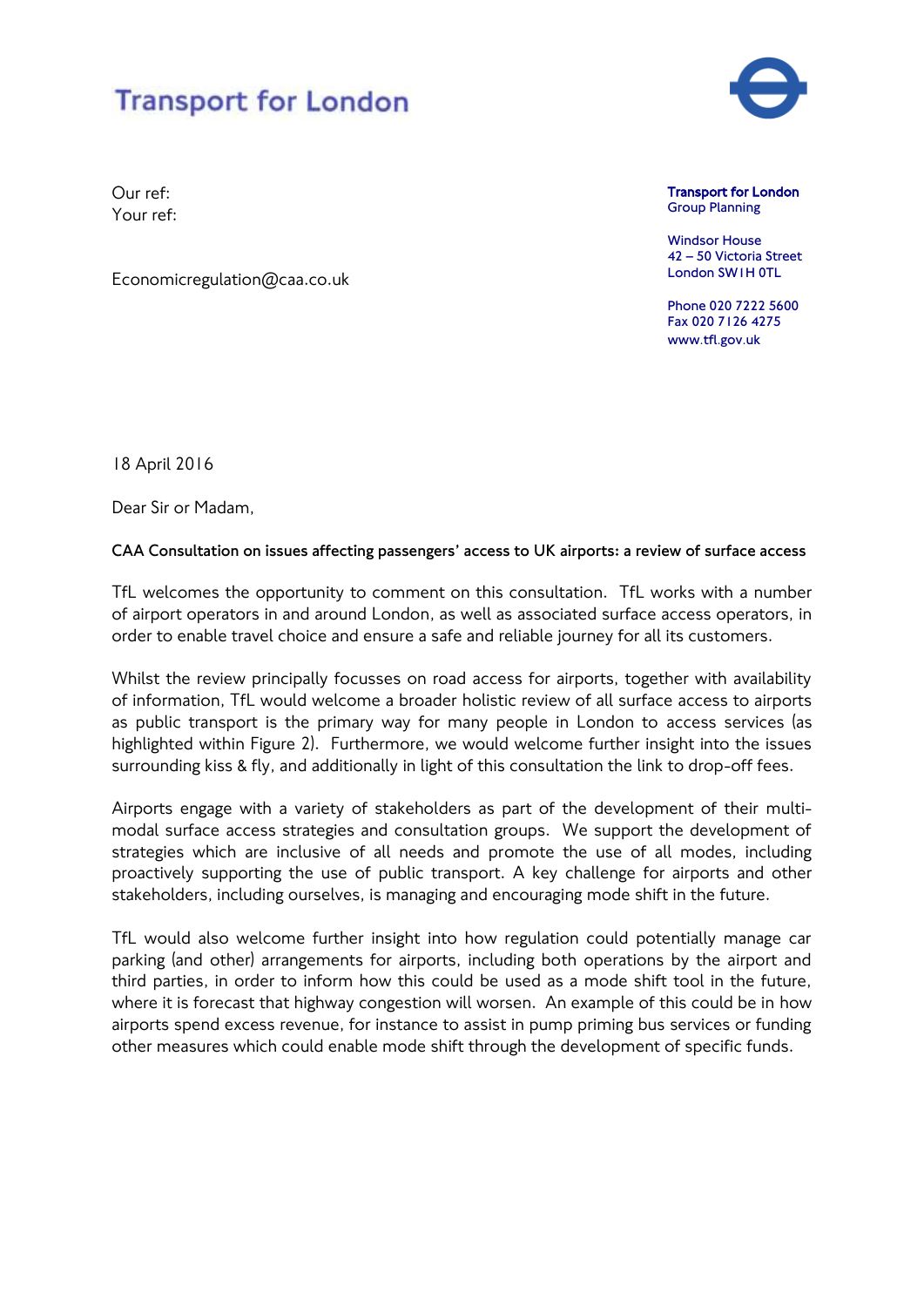# Transport for London

Our ref:
Your ref:

Economicregulation@caa.co.uk

**Transport for London**
Group Planning

Windsor House
42 – 50 Victoria Street
London SW1H 0TL

Phone 020 7222 5600
Fax 020 7126 4275
www.tfl.gov.uk

18 April 2016

Dear Sir or Madam,

**CAA Consultation on issues affecting passengers' access to UK airports: a review of surface access**

TfL welcomes the opportunity to comment on this consultation. TfL works with a number of airport operators in and around London, as well as associated surface access operators, in order to enable travel choice and ensure a safe and reliable journey for all its customers.

Whilst the review principally focusses on road access for airports, together with availability of information, TfL would welcome a broader holistic review of all surface access to airports as public transport is the primary way for many people in London to access services (as highlighted within Figure 2). Furthermore, we would welcome further insight into the issues surrounding kiss & fly, and additionally in light of this consultation the link to drop-off fees.

Airports engage with a variety of stakeholders as part of the development of their multi-modal surface access strategies and consultation groups. We support the development of strategies which are inclusive of all needs and promote the use of all modes, including proactively supporting the use of public transport. A key challenge for airports and other stakeholders, including ourselves, is managing and encouraging mode shift in the future.

TfL would also welcome further insight into how regulation could potentially manage car parking (and other) arrangements for airports, including both operations by the airport and third parties, in order to inform how this could be used as a mode shift tool in the future, where it is forecast that highway congestion will worsen. An example of this could be in how airports spend excess revenue, for instance to assist in pump priming bus services or funding other measures which could enable mode shift through the development of specific funds.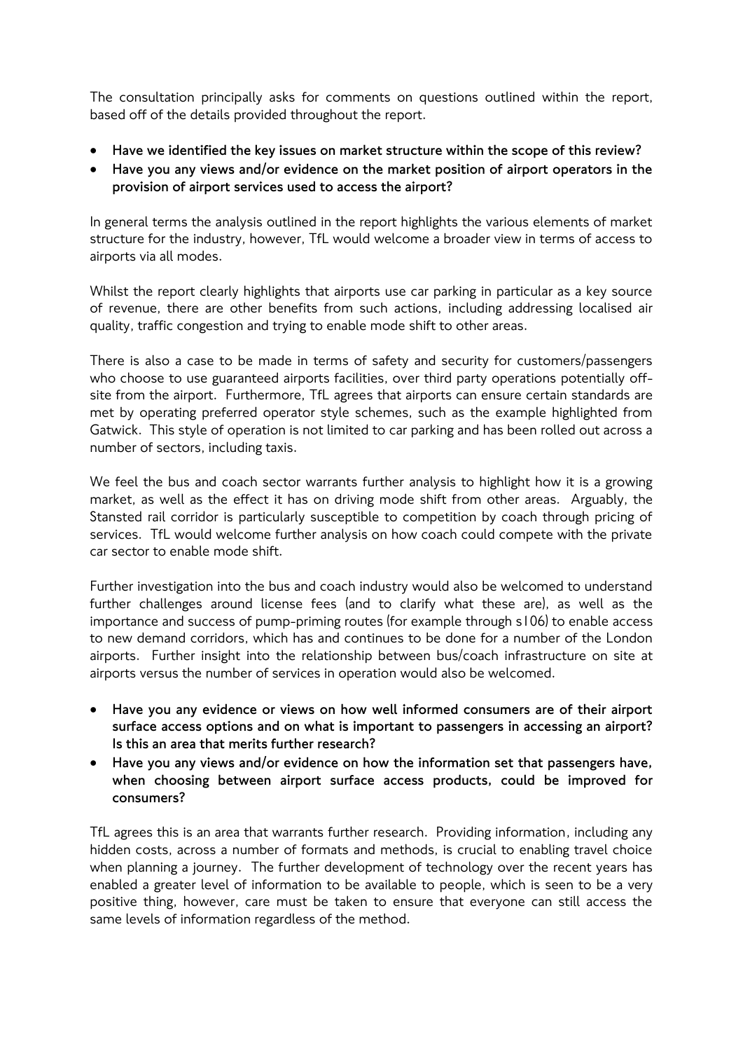The consultation principally asks for comments on questions outlined within the report, based off of the details provided throughout the report.

- **Have we identified the key issues on market structure within the scope of this review?**
- **Have you any views and/or evidence on the market position of airport operators in the provision of airport services used to access the airport?**

In general terms the analysis outlined in the report highlights the various elements of market structure for the industry, however, TfL would welcome a broader view in terms of access to airports via all modes.

Whilst the report clearly highlights that airports use car parking in particular as a key source of revenue, there are other benefits from such actions, including addressing localised air quality, traffic congestion and trying to enable mode shift to other areas.

There is also a case to be made in terms of safety and security for customers/passengers who choose to use guaranteed airports facilities, over third party operations potentially off-site from the airport. Furthermore, TfL agrees that airports can ensure certain standards are met by operating preferred operator style schemes, such as the example highlighted from Gatwick. This style of operation is not limited to car parking and has been rolled out across a number of sectors, including taxis.

We feel the bus and coach sector warrants further analysis to highlight how it is a growing market, as well as the effect it has on driving mode shift from other areas. Arguably, the Stansted rail corridor is particularly susceptible to competition by coach through pricing of services. TfL would welcome further analysis on how coach could compete with the private car sector to enable mode shift.

Further investigation into the bus and coach industry would also be welcomed to understand further challenges around license fees (and to clarify what these are), as well as the importance and success of pump-priming routes (for example through s106) to enable access to new demand corridors, which has and continues to be done for a number of the London airports. Further insight into the relationship between bus/coach infrastructure on site at airports versus the number of services in operation would also be welcomed.

- **Have you any evidence or views on how well informed consumers are of their airport surface access options and on what is important to passengers in accessing an airport? Is this an area that merits further research?**
- **Have you any views and/or evidence on how the information set that passengers have, when choosing between airport surface access products, could be improved for consumers?**

TfL agrees this is an area that warrants further research. Providing information, including any hidden costs, across a number of formats and methods, is crucial to enabling travel choice when planning a journey. The further development of technology over the recent years has enabled a greater level of information to be available to people, which is seen to be a very positive thing, however, care must be taken to ensure that everyone can still access the same levels of information regardless of the method.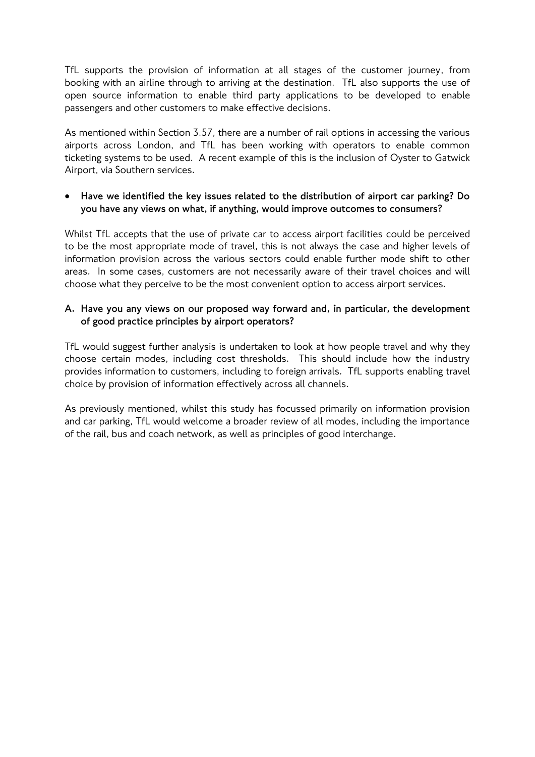TfL supports the provision of information at all stages of the customer journey, from booking with an airline through to arriving at the destination. TfL also supports the use of open source information to enable third party applications to be developed to enable passengers and other customers to make effective decisions.

As mentioned within Section 3.57, there are a number of rail options in accessing the various airports across London, and TfL has been working with operators to enable common ticketing systems to be used. A recent example of this is the inclusion of Oyster to Gatwick Airport, via Southern services.

- **Have we identified the key issues related to the distribution of airport car parking? Do you have any views on what, if anything, would improve outcomes to consumers?**

Whilst TfL accepts that the use of private car to access airport facilities could be perceived to be the most appropriate mode of travel, this is not always the case and higher levels of information provision across the various sectors could enable further mode shift to other areas. In some cases, customers are not necessarily aware of their travel choices and will choose what they perceive to be the most convenient option to access airport services.

A. **Have you any views on our proposed way forward and, in particular, the development of good practice principles by airport operators?**

TfL would suggest further analysis is undertaken to look at how people travel and why they choose certain modes, including cost thresholds. This should include how the industry provides information to customers, including to foreign arrivals. TfL supports enabling travel choice by provision of information effectively across all channels.

As previously mentioned, whilst this study has focussed primarily on information provision and car parking, TfL would welcome a broader review of all modes, including the importance of the rail, bus and coach network, as well as principles of good interchange.